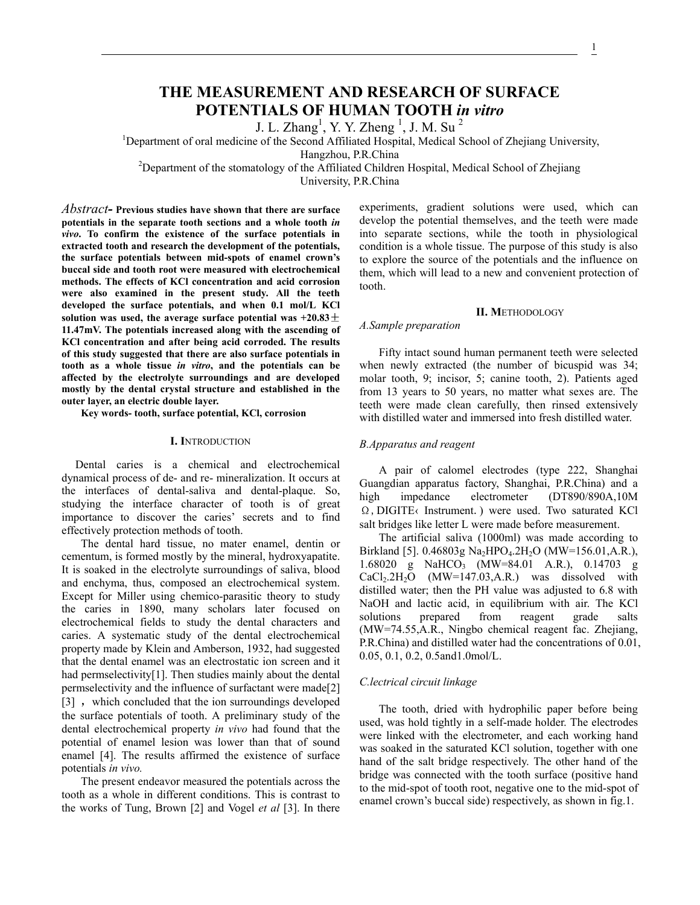# THE MEASUREMENT AND RESEARCH OF SURFACE POTENTIALS OF HUMAN TOOTH *in vitro*

J. L. Zhang[1], Y. Y. Zheng [1], J. M. Su [2]

[1]Department of oral medicine of the Second Affiliated Hospital, Medical School of Zhejiang University, Hangzhou, P.R.China

[2]Department of the stomatology of the Affiliated Children Hospital, Medical School of Zhejiang University, P.R.China

*Abstract-* **Previous studies have shown that there are surface potentials in the separate tooth sections and a whole tooth *in vivo*. To confirm the existence of the surface potentials in extracted tooth and research the development of the potentials, the surface potentials between mid-spots of enamel crown's buccal side and tooth root were measured with electrochemical methods. The effects of KCl concentration and acid corrosion were also examined in the present study. All the teeth developed the surface potentials, and when 0.1 mol/L KCl solution was used, the average surface potential was +20.83± 11.47mV. The potentials increased along with the ascending of KCl concentration and after being acid corroded. The results of this study suggested that there are also surface potentials in tooth as a whole tissue *in vitro*, and the potentials can be affected by the electrolyte surroundings and are developed mostly by the dental crystal structure and established in the outer layer, an electric double layer.**

**Key words- tooth, surface potential, KCl, corrosion**

## I. INTRODUCTION

Dental caries is a chemical and electrochemical dynamical process of de- and re- mineralization. It occurs at the interfaces of dental-saliva and dental-plaque. So, studying the interface character of tooth is of great importance to discover the caries' secrets and to find effectively protection methods of tooth.

The dental hard tissue, no mater enamel, dentin or cementum, is formed mostly by the mineral, hydroxyapatite. It is soaked in the electrolyte surroundings of saliva, blood and enchyma, thus, composed an electrochemical system. Except for Miller using chemico-parasitic theory to study the caries in 1890, many scholars later focused on electrochemical fields to study the dental characters and caries. A systematic study of the dental electrochemical property made by Klein and Amberson, 1932, had suggested that the dental enamel was an electrostatic ion screen and it had permselectivity[1]. Then studies mainly about the dental permselectivity and the influence of surfactant were made[2] [3] , which concluded that the ion surroundings developed the surface potentials of tooth. A preliminary study of the dental electrochemical property *in vivo* had found that the potential of enamel lesion was lower than that of sound enamel [4]. The results affirmed the existence of surface potentials *in vivo.*

The present endeavor measured the potentials across the tooth as a whole in different conditions. This is contrast to the works of Tung, Brown [2] and Vogel *et al* [3]. In there experiments, gradient solutions were used, which can develop the potential themselves, and the teeth were made into separate sections, while the tooth in physiological condition is a whole tissue. The purpose of this study is also to explore the source of the potentials and the influence on them, which will lead to a new and convenient protection of tooth.

## II. METHODOLOGY

### A.Sample preparation

Fifty intact sound human permanent teeth were selected when newly extracted (the number of bicuspid was 34; molar tooth, 9; incisor, 5; canine tooth, 2). Patients aged from 13 years to 50 years, no matter what sexes are. The teeth were made clean carefully, then rinsed extensively with distilled water and immersed into fresh distilled water.

### B.Apparatus and reagent

A pair of calomel electrodes (type 222, Shanghai Guangdian apparatus factory, Shanghai, P.R.China) and a high impedance electrometer (DT890/890A,10M Ω, DIGITE‹ Instrument. ) were used. Two saturated KCl salt bridges like letter L were made before measurement.

The artificial saliva (1000ml) was made according to Birkland [5]. 0.46803g $Na_2HPO_4.2H_2O$ (MW=156.01,A.R.), 1.68020 g $NaHCO_3$ (MW=84.01 A.R.), 0.14703 g $CaCl_2.2H_2O$ (MW=147.03,A.R.) was dissolved with distilled water; then the PH value was adjusted to 6.8 with NaOH and lactic acid, in equilibrium with air. The KCl solutions prepared from reagent grade salts (MW=74.55,A.R., Ningbo chemical reagent fac. Zhejiang, P.R.China) and distilled water had the concentrations of 0.01, 0.05, 0.1, 0.2, 0.5and1.0mol/L.

### C.lectrical circuit linkage

The tooth, dried with hydrophilic paper before being used, was hold tightly in a self-made holder. The electrodes were linked with the electrometer, and each working hand was soaked in the saturated KCl solution, together with one hand of the salt bridge respectively. The other hand of the bridge was connected with the tooth surface (positive hand to the mid-spot of tooth root, negative one to the mid-spot of enamel crown's buccal side) respectively, as shown in fig.1.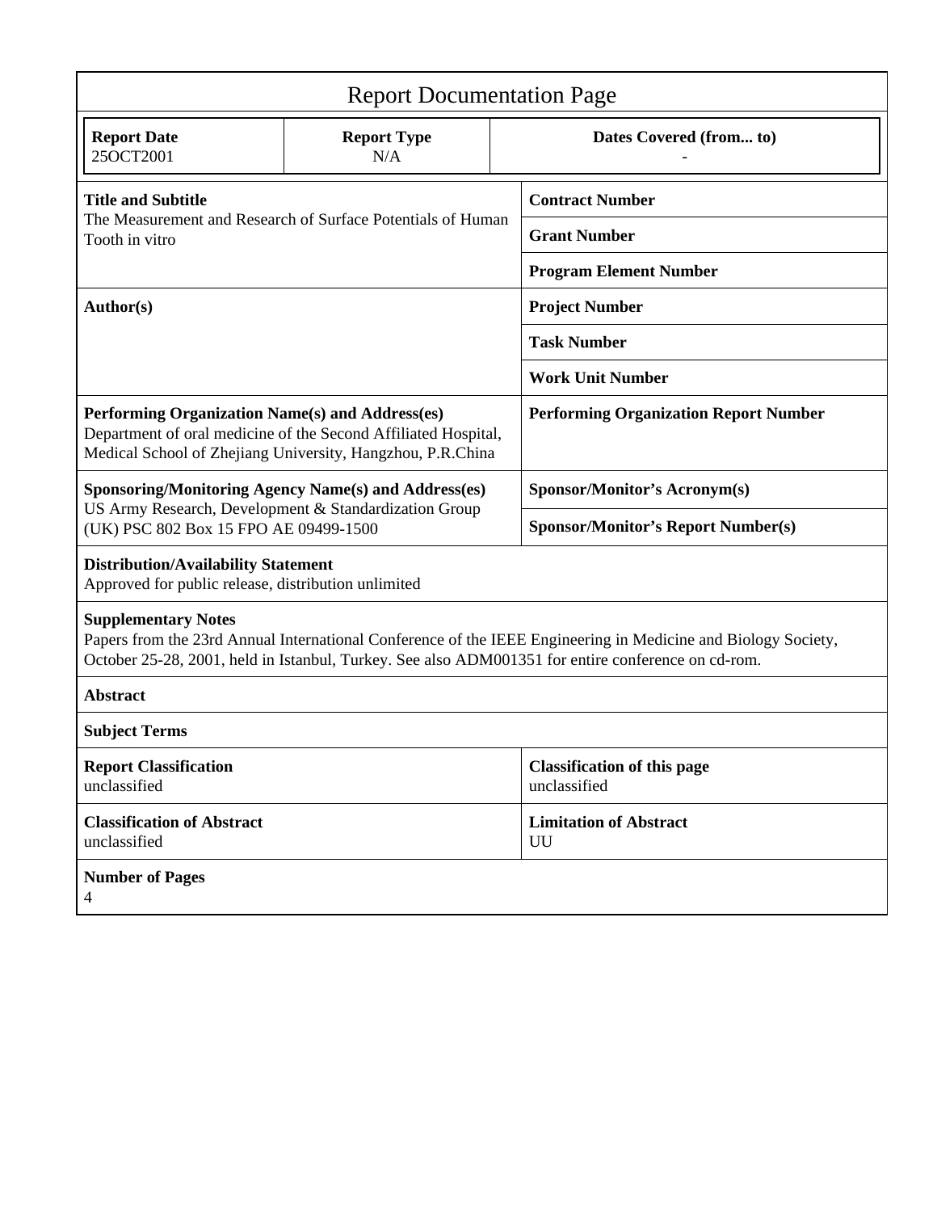# Report Documentation Page

| Report Date | Report Type | Dates Covered (from... to) |
|---|---|---|
| 25OCT2001 | N/A | - |

| | |
|---|---|
| **Title and Subtitle**<br>The Measurement and Research of Surface Potentials of Human Tooth in vitro | **Contract Number** |
| | **Grant Number** |
| | **Program Element Number** |
| **Author(s)** | **Project Number** |
| | **Task Number** |
| | **Work Unit Number** |
| **Performing Organization Name(s) and Address(es)**<br>Department of oral medicine of the Second Affiliated Hospital, Medical School of Zhejiang University, Hangzhou, P.R.China | **Performing Organization Report Number** |
| **Sponsoring/Monitoring Agency Name(s) and Address(es)**<br>US Army Research, Development & Standardization Group (UK) PSC 802 Box 15 FPO AE 09499-1500 | **Sponsor/Monitor's Acronym(s)** |
| | **Sponsor/Monitor's Report Number(s)** |

**Distribution/Availability Statement**
Approved for public release, distribution unlimited

**Supplementary Notes**
Papers from the 23rd Annual International Conference of the IEEE Engineering in Medicine and Biology Society, October 25-28, 2001, held in Istanbul, Turkey. See also ADM001351 for entire conference on cd-rom.

**Abstract**

**Subject Terms**

| | |
|---|---|
| **Report Classification**<br>unclassified | **Classification of this page**<br>unclassified |
| **Classification of Abstract**<br>unclassified | **Limitation of Abstract**<br>UU |

**Number of Pages**
4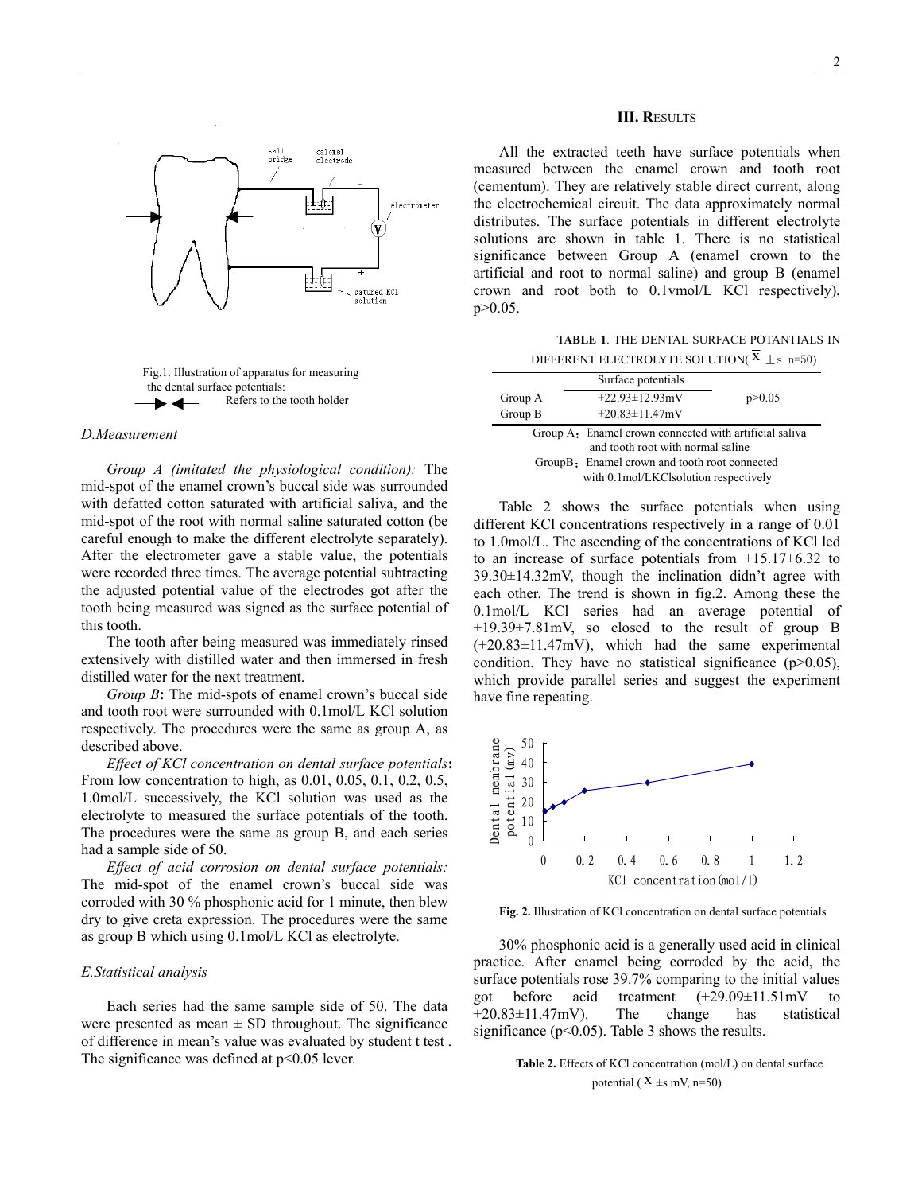Fig.1. Illustration of apparatus for measuring the dental surface potentials:
→◀— Refers to the tooth holder

### D.Measurement

*Group A (imitated the physiological condition):* The mid-spot of the enamel crown's buccal side was surrounded with defatted cotton saturated with artificial saliva, and the mid-spot of the root with normal saline saturated cotton (be careful enough to make the different electrolyte separately). After the electrometer gave a stable value, the potentials were recorded three times. The average potential subtracting the adjusted potential value of the electrodes got after the tooth being measured was signed as the surface potential of this tooth.

The tooth after being measured was immediately rinsed extensively with distilled water and then immersed in fresh distilled water for the next treatment.

*Group B*: The mid-spots of enamel crown's buccal side and tooth root were surrounded with 0.1mol/L KCl solution respectively. The procedures were the same as group A, as described above.

*Effect of KCl concentration on dental surface potentials*: From low concentration to high, as 0.01, 0.05, 0.1, 0.2, 0.5, 1.0mol/L successively, the KCl solution was used as the electrolyte to measured the surface potentials of the tooth. The procedures were the same as group B, and each series had a sample side of 50.

*Effect of acid corrosion on dental surface potentials:* The mid-spot of the enamel crown's buccal side was corroded with 30 % phosphonic acid for 1 minute, then blew dry to give creta expression. The procedures were the same as group B which using 0.1mol/L KCl as electrolyte.

### E.Statistical analysis

Each series had the same sample side of 50. The data were presented as mean ± SD throughout. The significance of difference in mean's value was evaluated by student t test . The significance was defined at $p<0.05$ lever.

## III. RESULTS

All the extracted teeth have surface potentials when measured between the enamel crown and tooth root (cementum). They are relatively stable direct current, along the electrochemical circuit. The data approximately normal distributes. The surface potentials in different electrolyte solutions are shown in table 1. There is no statistical significance between Group A (enamel crown to the artificial and root to normal saline) and group B (enamel crown and root both to 0.1vmol/L KCl respectively), $p>0.05$.

**TABLE 1**. THE DENTAL SURFACE POTANTIALS IN DIFFERENT ELECTROLYTE SOLUTION( $\overline{X} \pm s$ n=50)

| | Surface potentials | |
|---|---|---|
| Group A | +22.93±12.93mV | p>0.05 |
| Group B | +20.83±11.47mV | |

Group A： Enamel crown connected with artificial saliva and tooth root with normal saline
GroupB： Enamel crown and tooth root connected with 0.1mol/LKClsolution respectively

Table 2 shows the surface potentials when using different KCl concentrations respectively in a range of 0.01 to 1.0mol/L. The ascending of the concentrations of KCl led to an increase of surface potentials from +15.17±6.32 to 39.30±14.32mV, though the inclination didn't agree with each other. The trend is shown in fig.2. Among these the 0.1mol/L KCl series had an average potential of +19.39±7.81mV, so closed to the result of group B (+20.83±11.47mV), which had the same experimental condition. They have no statistical significance ($p>0.05$), which provide parallel series and suggest the experiment have fine repeating.

**Fig. 2.** Illustration of KCl concentration on dental surface potentials

30% phosphonic acid is a generally used acid in clinical practice. After enamel being corroded by the acid, the surface potentials rose 39.7% comparing to the initial values got before acid treatment (+29.09±11.51mV to +20.83±11.47mV). The change has statistical significance ($p<0.05$). Table 3 shows the results.

**Table 2.** Effects of KCl concentration (mol/L) on dental surface potential ( $\overline{X}$ ±s mV, n=50)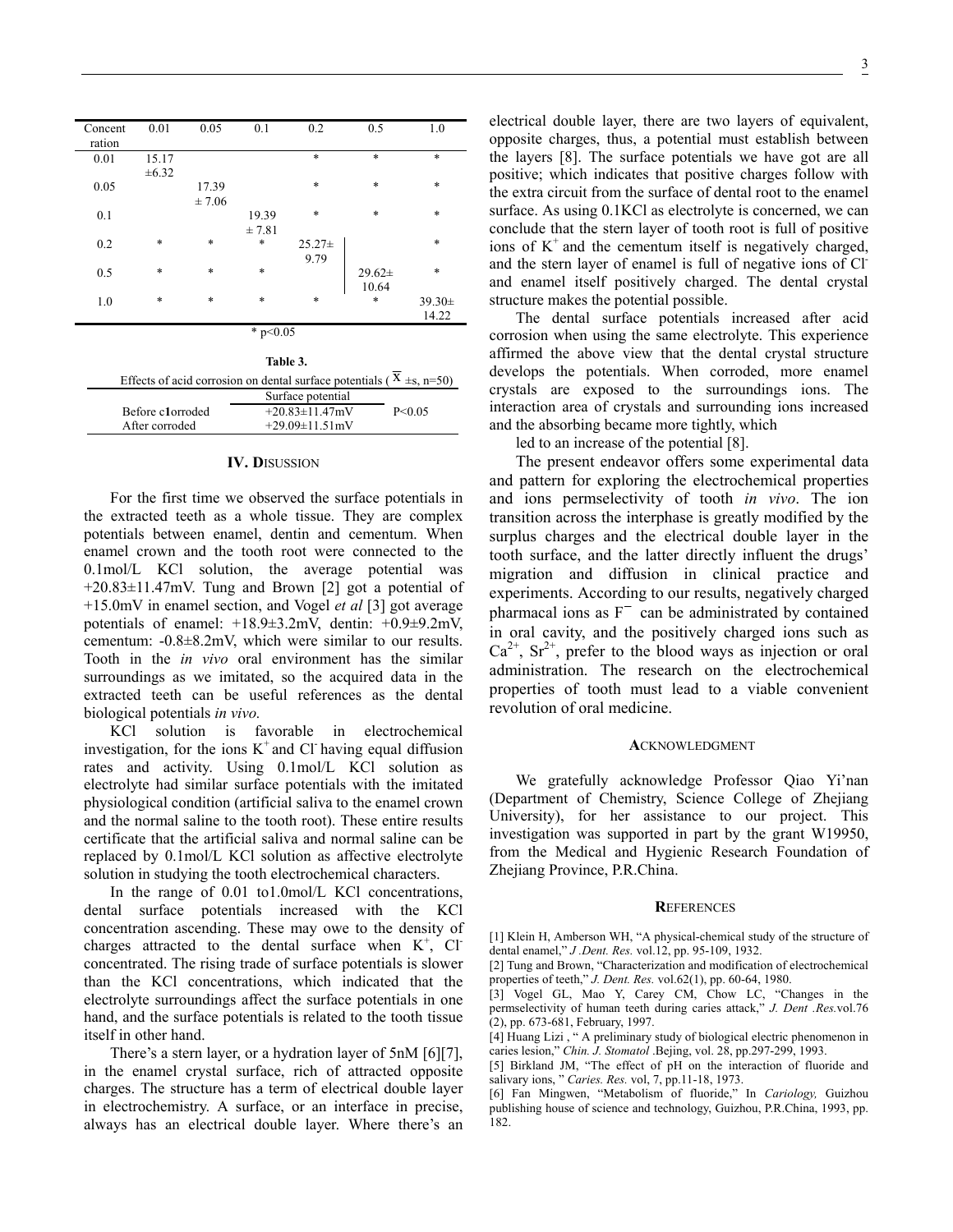| Concentration | 0.01 | 0.05 | 0.1 | 0.2 | 0.5 | 1.0 |
|---|---|---|---|---|---|---|
| 0.01 | 15.17 ±6.32 | | | * | * | * |
| 0.05 | | 17.39 ± 7.06 | | * | * | * |
| 0.1 | | | 19.39 ± 7.81 | * | * | * |
| 0.2 | * | * | * | 25.27± 9.79 | | * |
| 0.5 | * | * | * | | 29.62± 10.64 | * |
| 1.0 | * | * | * | * | * | 39.30± 14.22 |

* $p<0.05$

**Table 3.**

Effects of acid corrosion on dental surface potentials ( $\overline{X}$ ±s, n=50)

| | Surface potential | |
|---|---|---|
| Before c1orroded | +20.83±11.47mV | P<0.05 |
| After corroded | +29.09±11.51mV | |

## IV. DISUSSION

For the first time we observed the surface potentials in the extracted teeth as a whole tissue. They are complex potentials between enamel, dentin and cementum. When enamel crown and the tooth root were connected to the 0.1mol/L KCl solution, the average potential was +20.83±11.47mV. Tung and Brown [2] got a potential of +15.0mV in enamel section, and Vogel *et al* [3] got average potentials of enamel: +18.9±3.2mV, dentin: +0.9±9.2mV, cementum: -0.8±8.2mV, which were similar to our results. Tooth in the *in vivo* oral environment has the similar surroundings as we imitated, so the acquired data in the extracted teeth can be useful references as the dental biological potentials *in vivo.*

KCl solution is favorable in electrochemical investigation, for the ions $K^+$ and $Cl^-$ having equal diffusion rates and activity. Using 0.1mol/L KCl solution as electrolyte had similar surface potentials with the imitated physiological condition (artificial saliva to the enamel crown and the normal saline to the tooth root). These entire results certificate that the artificial saliva and normal saline can be replaced by 0.1mol/L KCl solution as affective electrolyte solution in studying the tooth electrochemical characters.

In the range of 0.01 to1.0mol/L KCl concentrations, dental surface potentials increased with the KCl concentration ascending. These may owe to the density of charges attracted to the dental surface when $K^+$, $Cl^-$ concentrated. The rising trade of surface potentials is slower than the KCl concentrations, which indicated that the electrolyte surroundings affect the surface potentials in one hand, and the surface potentials is related to the tooth tissue itself in other hand.

There's a stern layer, or a hydration layer of 5nM [6][7], in the enamel crystal surface, rich of attracted opposite charges. The structure has a term of electrical double layer in electrochemistry. A surface, or an interface in precise, always has an electrical double layer. Where there's an electrical double layer, there are two layers of equivalent, opposite charges, thus, a potential must establish between the layers [8]. The surface potentials we have got are all positive; which indicates that positive charges follow with the extra circuit from the surface of dental root to the enamel surface. As using 0.1KCl as electrolyte is concerned, we can conclude that the stern layer of tooth root is full of positive ions of $K^+$ and the cementum itself is negatively charged, and the stern layer of enamel is full of negative ions of $Cl^-$ and enamel itself positively charged. The dental crystal structure makes the potential possible.

The dental surface potentials increased after acid corrosion when using the same electrolyte. This experience affirmed the above view that the dental crystal structure develops the potentials. When corroded, more enamel crystals are exposed to the surroundings ions. The interaction area of crystals and surrounding ions increased and the absorbing became more tightly, which

led to an increase of the potential [8].

The present endeavor offers some experimental data and pattern for exploring the electrochemical properties and ions permselectivity of tooth *in vivo*. The ion transition across the interphase is greatly modified by the surplus charges and the electrical double layer in the tooth surface, and the latter directly influent the drugs' migration and diffusion in clinical practice and experiments. According to our results, negatively charged pharmacal ions as $F^-$ can be administrated by contained in oral cavity, and the positively charged ions such as $Ca^{2+}$, $Sr^{2+}$, prefer to the blood ways as injection or oral administration. The research on the electrochemical properties of tooth must lead to a viable convenient revolution of oral medicine.

## ACKNOWLEDGMENT

We gratefully acknowledge Professor Qiao Yi'nan (Department of Chemistry, Science College of Zhejiang University), for her assistance to our project. This investigation was supported in part by the grant W19950, from the Medical and Hygienic Research Foundation of Zhejiang Province, P.R.China.

## REFERENCES

[1] Klein H, Amberson WH, "A physical-chemical study of the structure of dental enamel," *J .Dent. Res.* vol.12, pp. 95-109, 1932.

[2] Tung and Brown, "Characterization and modification of electrochemical properties of teeth," *J. Dent. Res.* vol.62(1), pp. 60-64, 1980.

[3] Vogel GL, Mao Y, Carey CM, Chow LC, "Changes in the permselectivity of human teeth during caries attack," *J. Dent .Res.*vol.76 (2), pp. 673-681, February, 1997.

[4] Huang Lizi , " A preliminary study of biological electric phenomenon in caries lesion," *Chin. J. Stomatol* .Bejing, vol. 28, pp.297-299, 1993.

[5] Birkland JM, "The effect of pH on the interaction of fluoride and salivary ions, " *Caries. Res.* vol, 7, pp.11-18, 1973.

[6] Fan Mingwen, "Metabolism of fluoride," In *Cariology,* Guizhou publishing house of science and technology, Guizhou, P.R.China, 1993, pp. 182.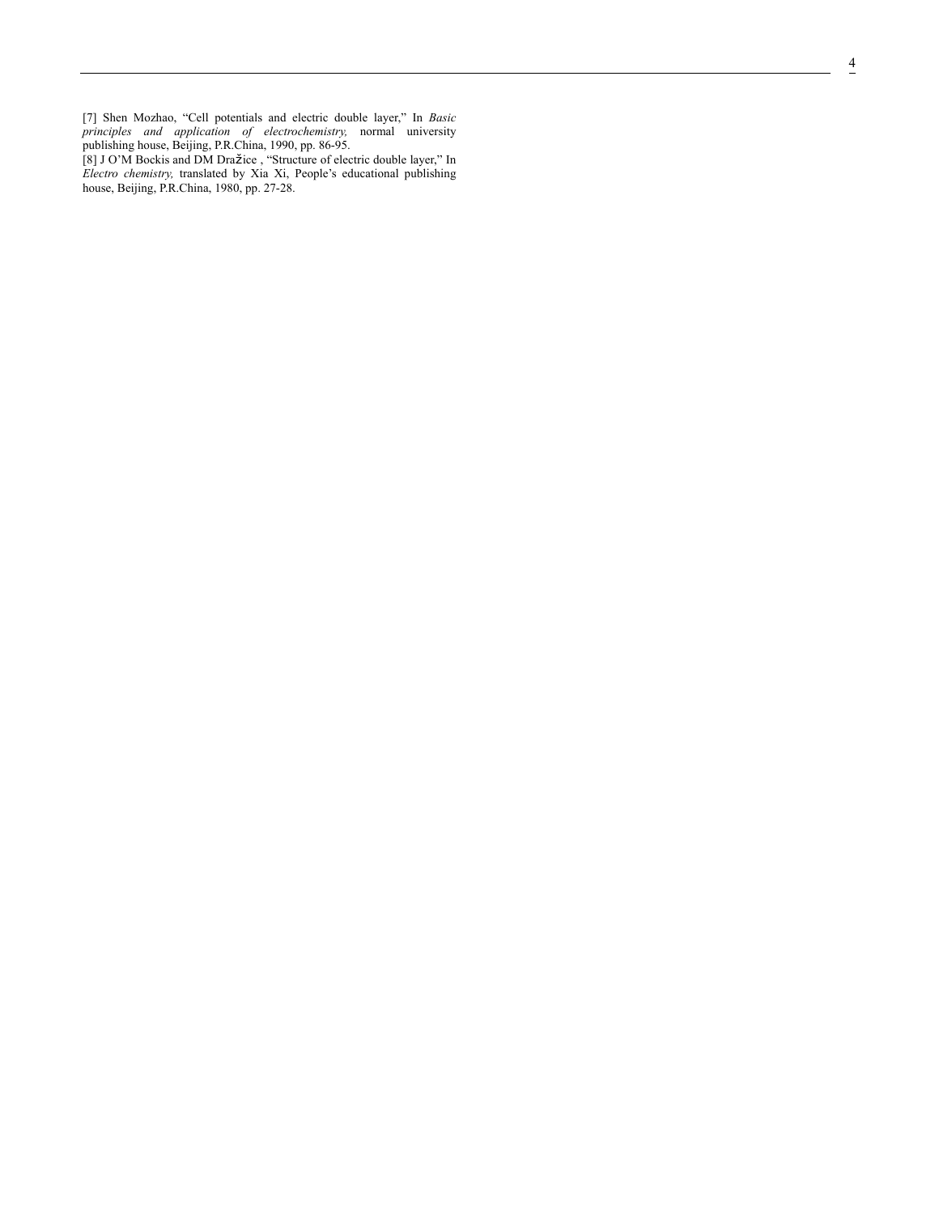[7] Shen Mozhao, "Cell potentials and electric double layer," In *Basic principles and application of electrochemistry,* normal university publishing house, Beijing, P.R.China, 1990, pp. 86-95.

[8] J O'M Bockis and DM Dražice , "Structure of electric double layer," In *Electro chemistry,* translated by Xia Xi, People's educational publishing house, Beijing, P.R.China, 1980, pp. 27-28.